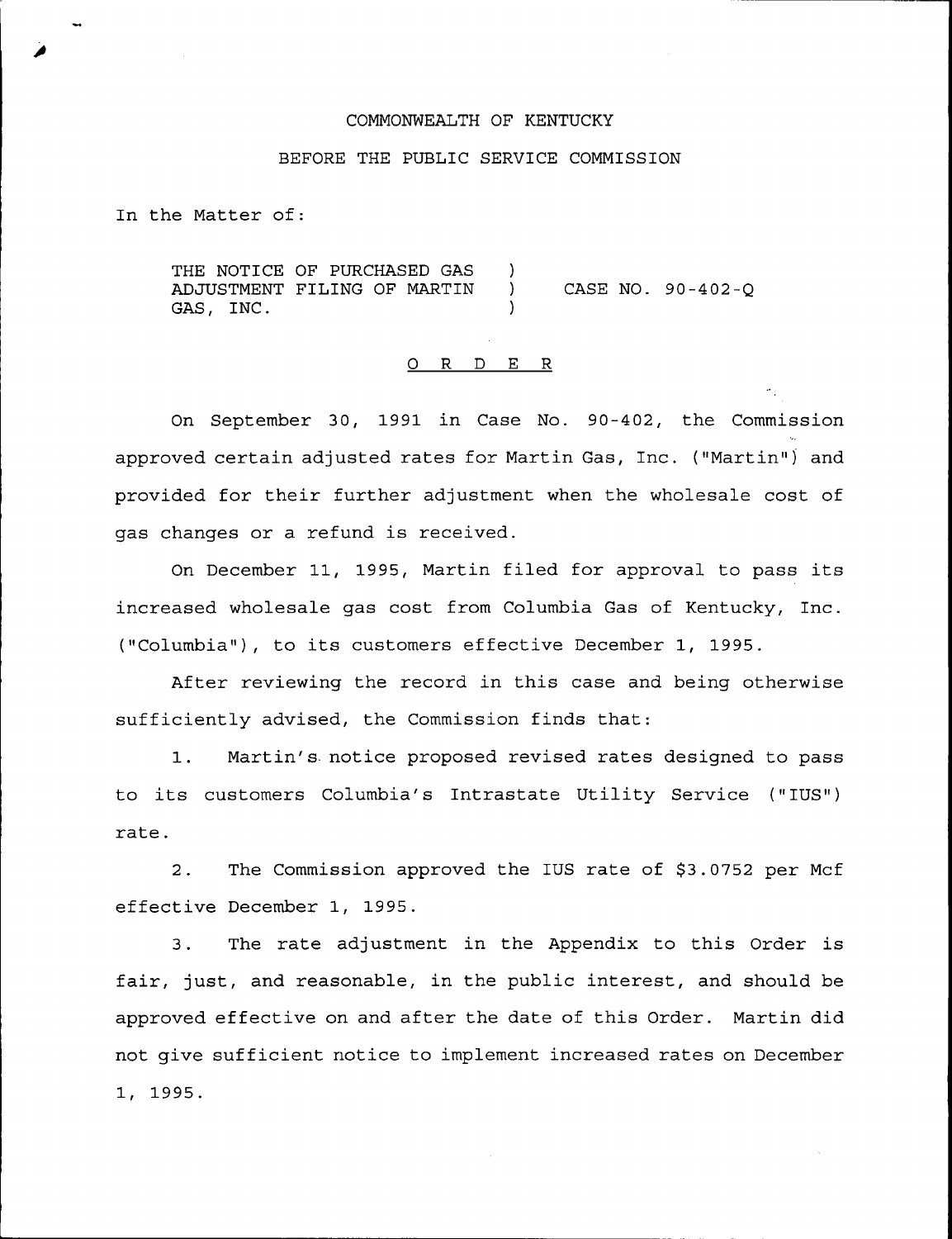COMMONWEALTH OF KENTUCKY

BEFORE THE PUBLIC SERVICE COMMISSION

In the Matter of:

THE NOTICE OF PURCHASED GAS ADJUSTMENT FILING OF MARTIN GAS, INC. ) CASE NO. 90-402-Q

O R D E R

On September 30, 1991 in Case No. 90-402, the Commission approved certain adjusted rates for Martin Gas, Inc. ("Martin") and provided for their further adjustment when the wholesale cost of gas changes or a refund is received.

On December 11, 1995, Martin filed for approval to pass its increased wholesale gas cost from Columbia Gas of Kentucky, Inc. ("Columbia"), to its customers effective December 1, 1995.

After reviewing the record in this case and being otherwise sufficiently advised, the Commission finds that:

1. Martin's notice proposed revised rates designed to pass to its customers Columbia's Intrastate Utility Service ("IUS") rate.

2. The Commission approved the IUS rate of $3.0752 per Mcf effective December 1, 1995.

3. The rate adjustment in the Appendix to this Order is fair, just, and reasonable, in the public interest, and should be approved effective on and after the date of this Order. Martin did not give sufficient notice to implement increased rates on December 1, 1995.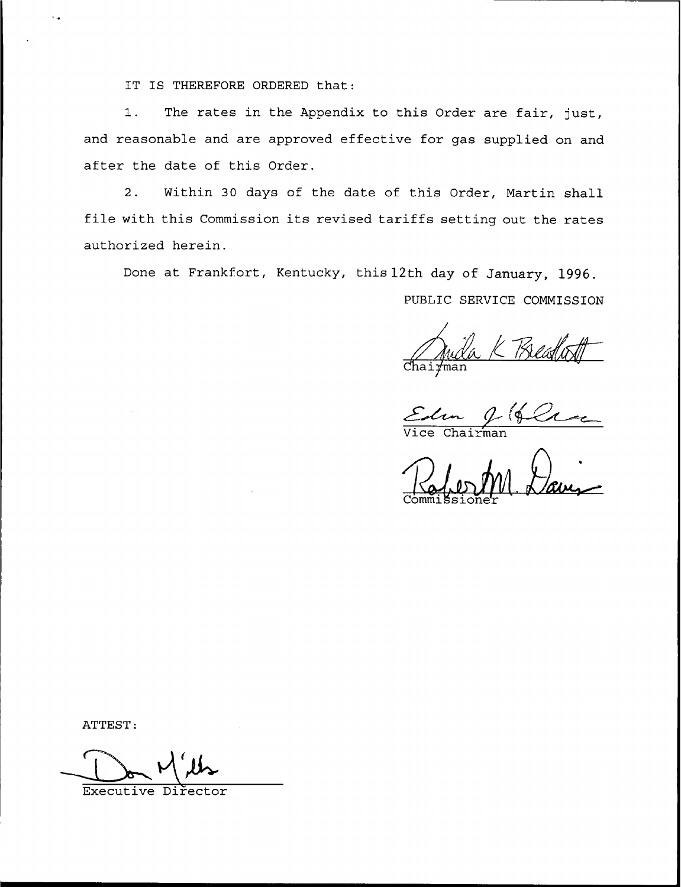IT IS THEREFORE ORDERED that:

1. The rates in the Appendix to this Order are fair, just, and reasonable and are approved effective for gas supplied on and after the date of this Order.

2. Within 30 days of the date of this Order, Martin shall file with this Commission its revised tariffs setting out the rates authorized herein.

Done at Frankfort, Kentucky, this 12th day of January, 1996.

PUBLIC SERVICE COMMISSION

Chairman

Vice Chairman

Commissioner

ATTEST:

Executive Director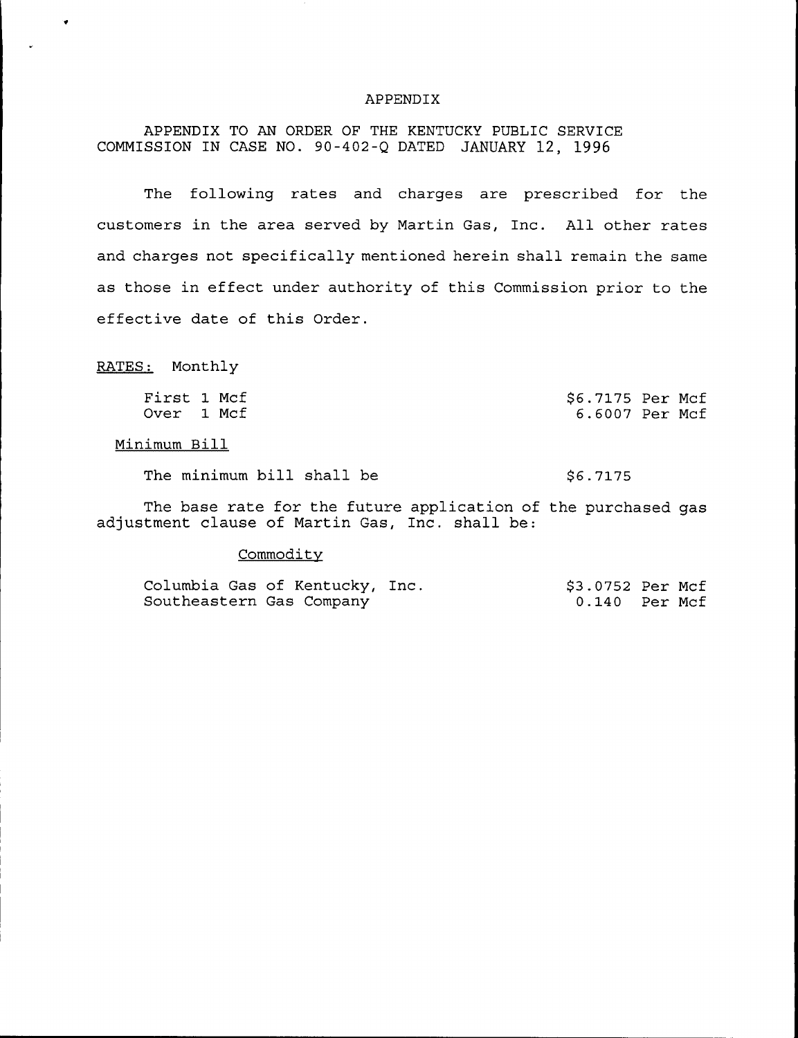# APPENDIX

APPENDIX TO AN ORDER OF THE KENTUCKY PUBLIC SERVICE COMMISSION IN CASE NO. 90-402-Q DATED JANUARY 12, 1996

The following rates and charges are prescribed for the customers in the area served by Martin Gas, Inc. All other rates and charges not specifically mentioned herein shall remain the same as those in effect under authority of this Commission prior to the effective date of this Order.

RATES: Monthly

| | |
|---|---|
| First 1 Mcf | $6.7175 Per Mcf |
| Over 1 Mcf | 6.6007 Per Mcf |

Minimum Bill

| | |
|---|---|
| The minimum bill shall be | $6.7175 |

The base rate for the future application of the purchased gas adjustment clause of Martin Gas, Inc. shall be:

Commodity

| | |
|---|---|
| Columbia Gas of Kentucky, Inc. | $3.0752 Per Mcf |
| Southeastern Gas Company | 0.140 Per Mcf |